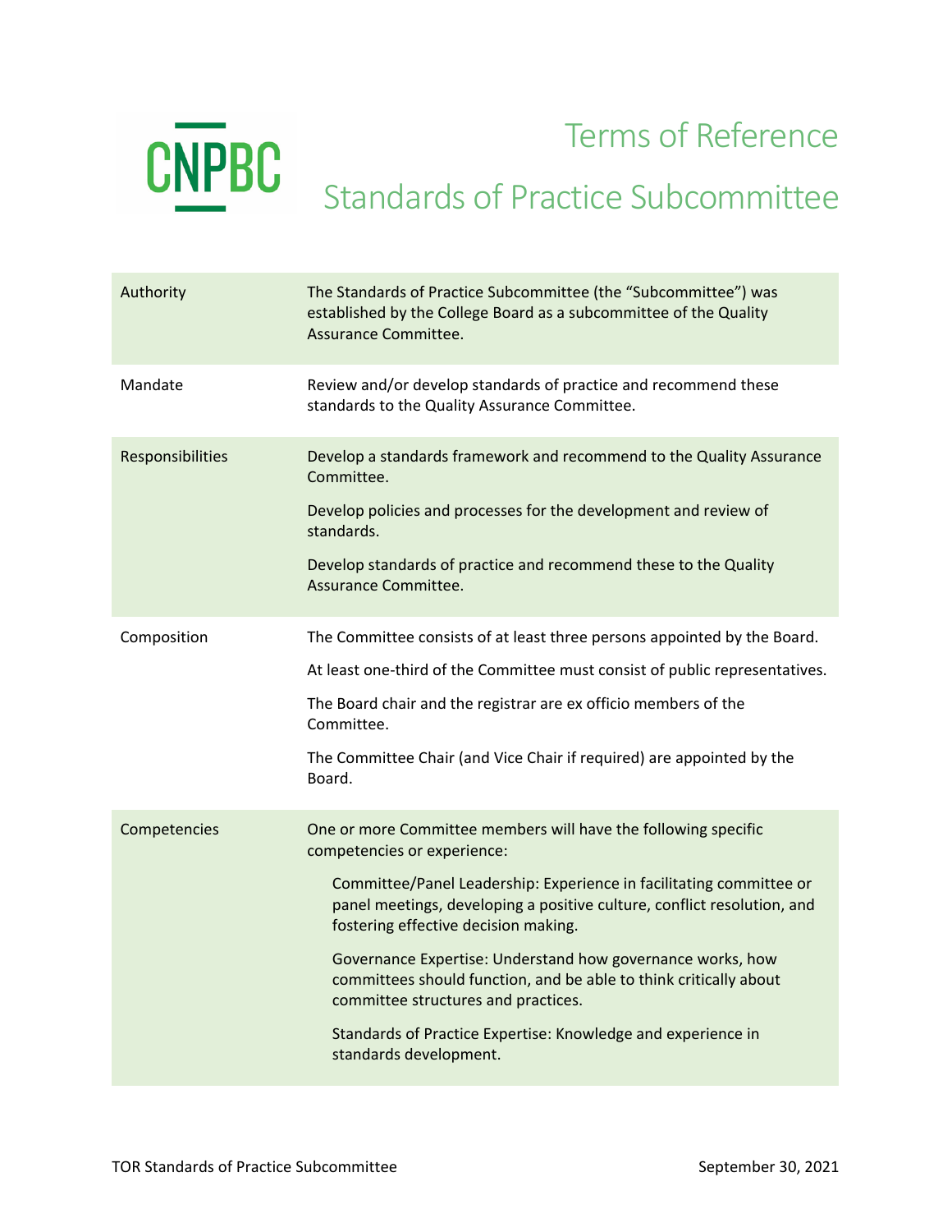CNPBC

# Terms of Reference

# Standards of Practice Subcommittee

| | |
|---|---|
| Authority | The Standards of Practice Subcommittee (the "Subcommittee") was established by the College Board as a subcommittee of the Quality Assurance Committee. |
| Mandate | Review and/or develop standards of practice and recommend these standards to the Quality Assurance Committee. |
| Responsibilities | Develop a standards framework and recommend to the Quality Assurance Committee.<br><br>Develop policies and processes for the development and review of standards.<br><br>Develop standards of practice and recommend these to the Quality Assurance Committee. |
| Composition | The Committee consists of at least three persons appointed by the Board.<br><br>At least one-third of the Committee must consist of public representatives.<br><br>The Board chair and the registrar are ex officio members of the Committee.<br><br>The Committee Chair (and Vice Chair if required) are appointed by the Board. |
| Competencies | One or more Committee members will have the following specific competencies or experience:<br><br>Committee/Panel Leadership: Experience in facilitating committee or panel meetings, developing a positive culture, conflict resolution, and fostering effective decision making.<br><br>Governance Expertise: Understand how governance works, how committees should function, and be able to think critically about committee structures and practices.<br><br>Standards of Practice Expertise: Knowledge and experience in standards development. |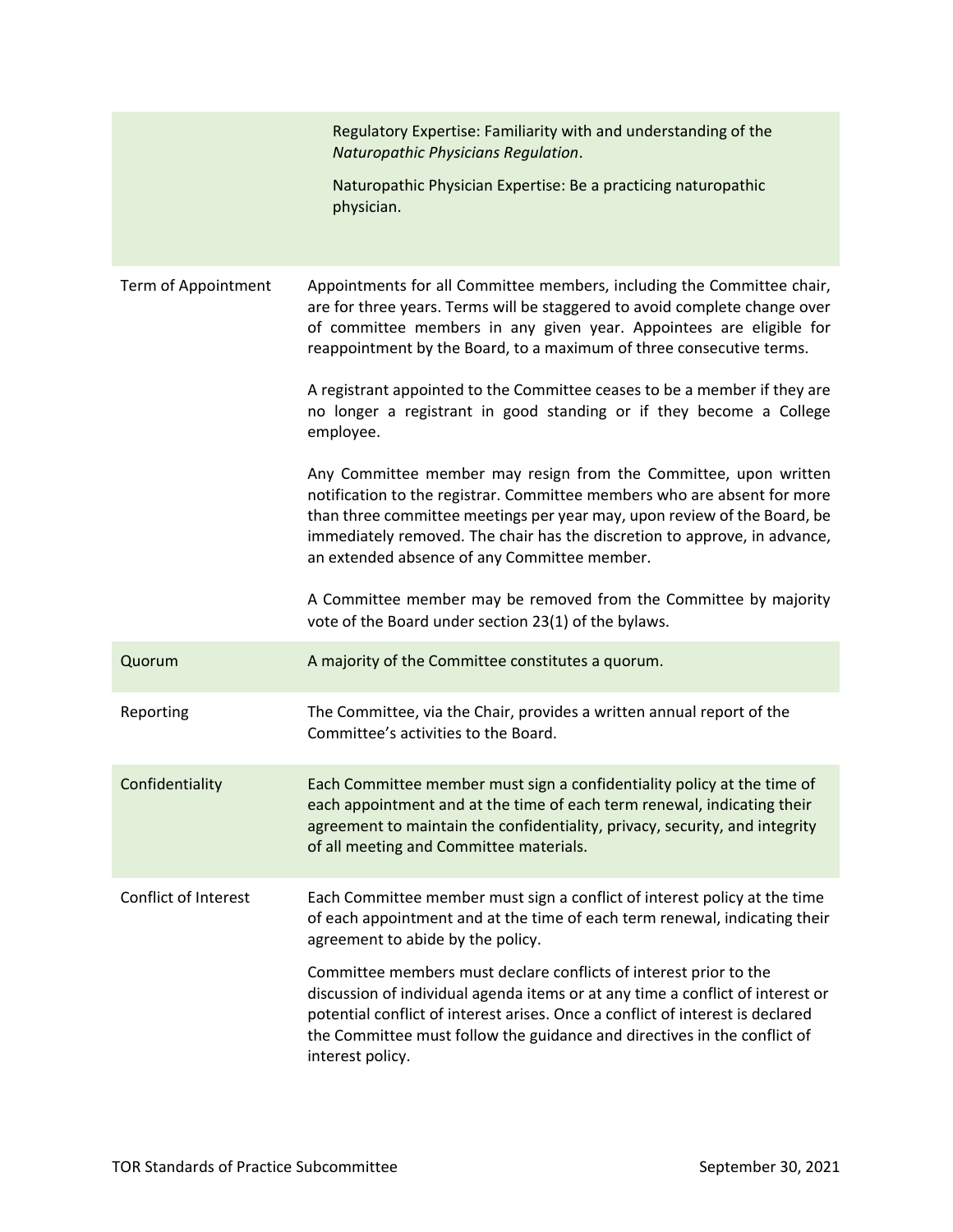| | |
|---|---|
| | Regulatory Expertise: Familiarity with and understanding of the *Naturopathic Physicians Regulation*.<br><br>Naturopathic Physician Expertise: Be a practicing naturopathic physician. |
| Term of Appointment | Appointments for all Committee members, including the Committee chair, are for three years. Terms will be staggered to avoid complete change over of committee members in any given year. Appointees are eligible for reappointment by the Board, to a maximum of three consecutive terms.<br><br>A registrant appointed to the Committee ceases to be a member if they are no longer a registrant in good standing or if they become a College employee.<br><br>Any Committee member may resign from the Committee, upon written notification to the registrar. Committee members who are absent for more than three committee meetings per year may, upon review of the Board, be immediately removed. The chair has the discretion to approve, in advance, an extended absence of any Committee member.<br><br>A Committee member may be removed from the Committee by majority vote of the Board under section 23(1) of the bylaws. |
| Quorum | A majority of the Committee constitutes a quorum. |
| Reporting | The Committee, via the Chair, provides a written annual report of the Committee's activities to the Board. |
| Confidentiality | Each Committee member must sign a confidentiality policy at the time of each appointment and at the time of each term renewal, indicating their agreement to maintain the confidentiality, privacy, security, and integrity of all meeting and Committee materials. |
| Conflict of Interest | Each Committee member must sign a conflict of interest policy at the time of each appointment and at the time of each term renewal, indicating their agreement to abide by the policy.<br><br>Committee members must declare conflicts of interest prior to the discussion of individual agenda items or at any time a conflict of interest or potential conflict of interest arises. Once a conflict of interest is declared the Committee must follow the guidance and directives in the conflict of interest policy. |